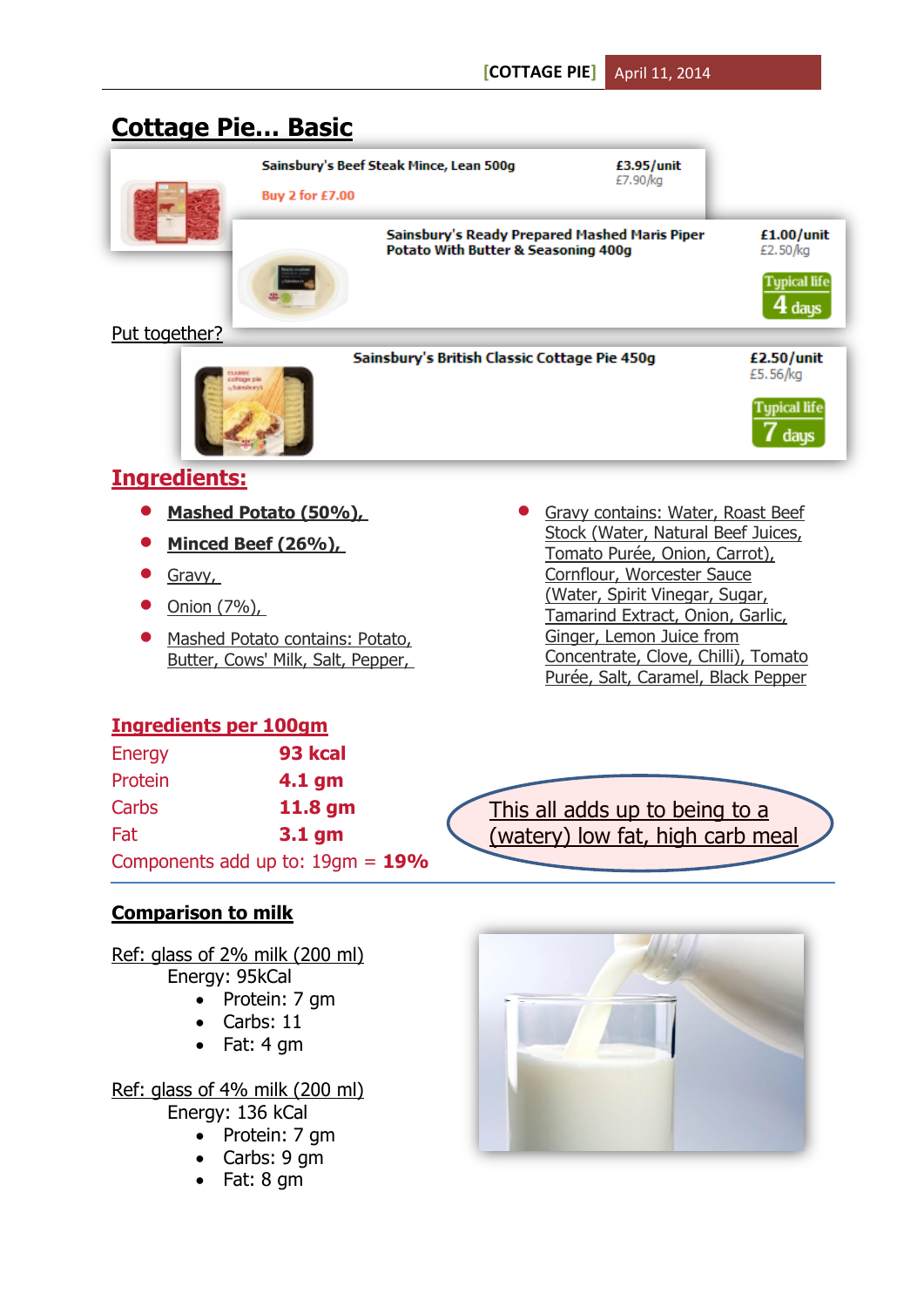# Cottage Pie... Basic

Sainsbury's Beef Steak Mince, Lean 500g — £3.95/unit, £7.90/kg — Buy 2 for £7.00

Sainsbury's Ready Prepared Mashed Maris Piper Potato With Butter & Seasoning 400g — £1.00/unit, £2.50/kg — Typical life 4 days

Put together?

Sainsbury's British Classic Cottage Pie 450g — £2.50/unit, £5.56/kg — Typical life 7 days

## Ingredients:

- **Mashed Potato (50%),**
- **Minced Beef (26%),**
- Gravy,
- Onion (7%),
- Mashed Potato contains: Potato, Butter, Cows' Milk, Salt, Pepper,
- Gravy contains: Water, Roast Beef Stock (Water, Natural Beef Juices, Tomato Purée, Onion, Carrot), Cornflour, Worcester Sauce (Water, Spirit Vinegar, Sugar, Tamarind Extract, Onion, Garlic, Ginger, Lemon Juice from Concentrate, Clove, Chilli), Tomato Purée, Salt, Caramel, Black Pepper

## Ingredients per 100gm

| | |
|---|---|
| Energy | **93 kcal** |
| Protein | **4.1 gm** |
| Carbs | **11.8 gm** |
| Fat | **3.1 gm** |

Components add up to: 19gm = **19%**

This all adds up to being to a (watery) low fat, high carb meal

## Comparison to milk

Ref: glass of 2% milk (200 ml)

Energy: 95kCal

- Protein: 7 gm
- Carbs: 11
- Fat: 4 gm

Ref: glass of 4% milk (200 ml)

Energy: 136 kCal

- Protein: 7 gm
- Carbs: 9 gm
- Fat: 8 gm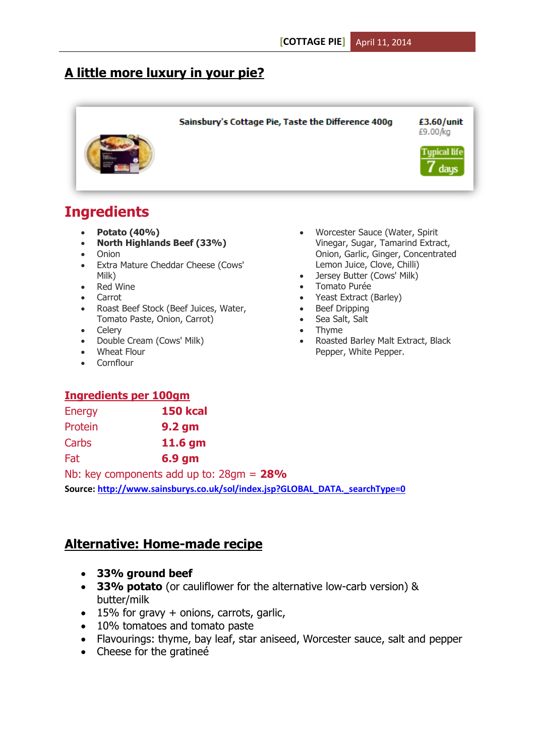## A little more luxury in your pie?

Sainsbury's Cottage Pie, Taste the Difference 400g

£3.60/unit
£9.00/kg

Typical life
7 days

# Ingredients

- **Potato (40%)**
- **North Highlands Beef (33%)**
- Onion
- Extra Mature Cheddar Cheese (Cows' Milk)
- Red Wine
- Carrot
- Roast Beef Stock (Beef Juices, Water, Tomato Paste, Onion, Carrot)
- Celery
- Double Cream (Cows' Milk)
- Wheat Flour
- Cornflour
- Worcester Sauce (Water, Spirit Vinegar, Sugar, Tamarind Extract, Onion, Garlic, Ginger, Concentrated Lemon Juice, Clove, Chilli)
- Jersey Butter (Cows' Milk)
- Tomato Purée
- Yeast Extract (Barley)
- Beef Dripping
- Sea Salt, Salt
- Thyme
- Roasted Barley Malt Extract, Black Pepper, White Pepper.

**Ingredients per 100gm**

| | |
|---|---|
| Energy | **150 kcal** |
| Protein | **9.2 gm** |
| Carbs | **11.6 gm** |
| Fat | **6.9 gm** |

Nb: key components add up to: 28gm = **28%**

**Source:** http://www.sainsburys.co.uk/sol/index.jsp?GLOBAL_DATA._searchType=0

## Alternative: Home-made recipe

- **33% ground beef**
- **33% potato** (or cauliflower for the alternative low-carb version) & butter/milk
- 15% for gravy + onions, carrots, garlic,
- 10% tomatoes and tomato paste
- Flavourings: thyme, bay leaf, star aniseed, Worcester sauce, salt and pepper
- Cheese for the gratineé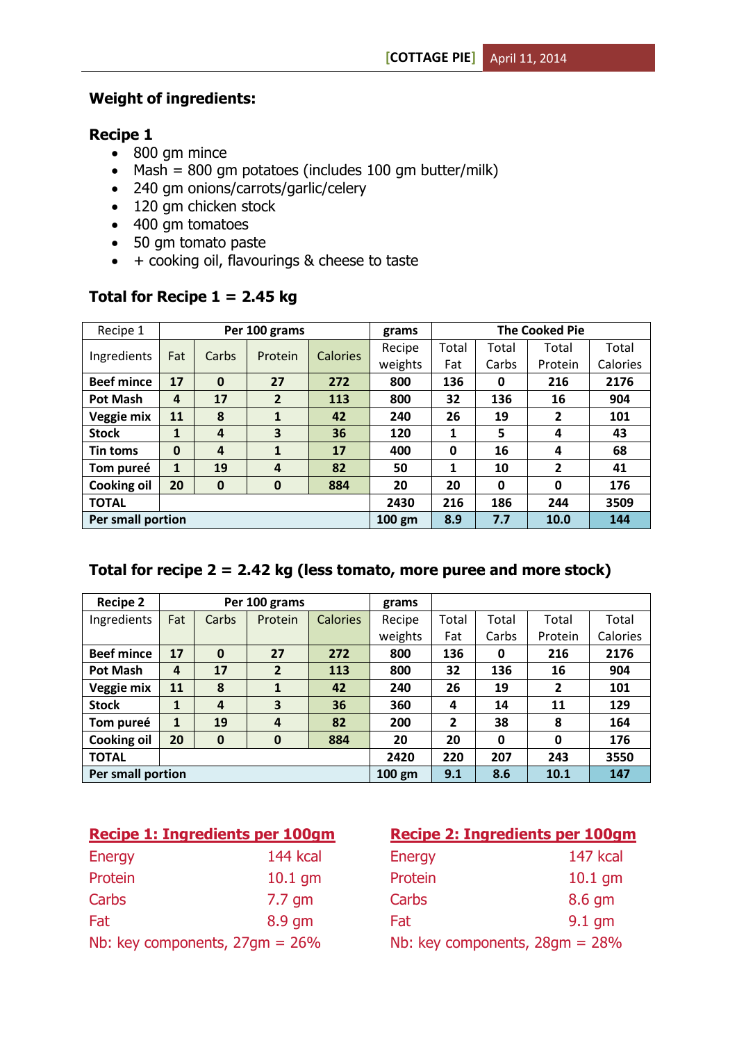## Weight of ingredients:

### Recipe 1

- 800 gm mince
- Mash = 800 gm potatoes (includes 100 gm butter/milk)
- 240 gm onions/carrots/garlic/celery
- 120 gm chicken stock
- 400 gm tomatoes
- 50 gm tomato paste
- + cooking oil, flavourings & cheese to taste

### Total for Recipe 1 = 2.45 kg

| Recipe 1 | Per 100 grams | | | | grams | The Cooked Pie | | | |
|---|---|---|---|---|---|---|---|---|---|
| Ingredients | Fat | Carbs | Protein | Calories | Recipe weights | Total Fat | Total Carbs | Total Protein | Total Calories |
| **Beef mince** | **17** | **0** | **27** | **272** | **800** | **136** | **0** | **216** | **2176** |
| **Pot Mash** | **4** | **17** | **2** | **113** | **800** | **32** | **136** | **16** | **904** |
| **Veggie mix** | **11** | **8** | **1** | **42** | **240** | **26** | **19** | **2** | **101** |
| **Stock** | **1** | **4** | **3** | **36** | **120** | **1** | **5** | **4** | **43** |
| **Tin toms** | **0** | **4** | **1** | **17** | **400** | **0** | **16** | **4** | **68** |
| **Tom pureé** | **1** | **19** | **4** | **82** | **50** | **1** | **10** | **2** | **41** |
| **Cooking oil** | **20** | **0** | **0** | **884** | **20** | **20** | **0** | **0** | **176** |
| **TOTAL** | | | | | **2430** | **216** | **186** | **244** | **3509** |
| **Per small portion** | | | | | **100 gm** | **8.9** | **7.7** | **10.0** | **144** |

### Total for recipe 2 = 2.42 kg (less tomato, more puree and more stock)

| Recipe 2 | Per 100 grams | | | | grams | | | | |
|---|---|---|---|---|---|---|---|---|---|
| Ingredients | Fat | Carbs | Protein | Calories | Recipe weights | Total Fat | Total Carbs | Total Protein | Total Calories |
| **Beef mince** | **17** | **0** | **27** | **272** | **800** | **136** | **0** | **216** | **2176** |
| **Pot Mash** | **4** | **17** | **2** | **113** | **800** | **32** | **136** | **16** | **904** |
| **Veggie mix** | **11** | **8** | **1** | **42** | **240** | **26** | **19** | **2** | **101** |
| **Stock** | **1** | **4** | **3** | **36** | **360** | **4** | **14** | **11** | **129** |
| **Tom pureé** | **1** | **19** | **4** | **82** | **200** | **2** | **38** | **8** | **164** |
| **Cooking oil** | **20** | **0** | **0** | **884** | **20** | **20** | **0** | **0** | **176** |
| **TOTAL** | | | | | **2420** | **220** | **207** | **243** | **3550** |
| **Per small portion** | | | | | **100 gm** | **9.1** | **8.6** | **10.1** | **147** |

**Recipe 1: Ingredients per 100gm**

| | |
|---|---|
| Energy | 144 kcal |
| Protein | 10.1 gm |
| Carbs | 7.7 gm |
| Fat | 8.9 gm |

Nb: key components, 27gm = 26%

**Recipe 2: Ingredients per 100gm**

| | |
|---|---|
| Energy | 147 kcal |
| Protein | 10.1 gm |
| Carbs | 8.6 gm |
| Fat | 9.1 gm |

Nb: key components, 28gm = 28%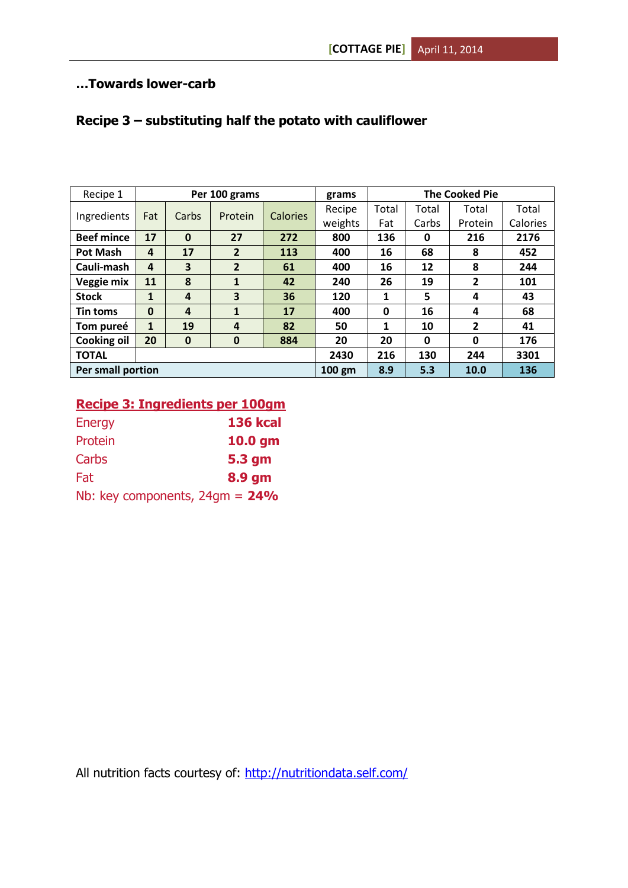**…Towards lower-carb**

## Recipe 3 – substituting half the potato with cauliflower

| Recipe 1 | Per 100 grams | | | | grams | The Cooked Pie | | | |
|---|---|---|---|---|---|---|---|---|---|
| Ingredients | Fat | Carbs | Protein | Calories | Recipe weights | Total Fat | Total Carbs | Total Protein | Total Calories |
| **Beef mince** | **17** | **0** | **27** | **272** | **800** | **136** | **0** | **216** | **2176** |
| **Pot Mash** | **4** | **17** | **2** | **113** | **400** | **16** | **68** | **8** | **452** |
| **Cauli-mash** | **4** | **3** | **2** | **61** | **400** | **16** | **12** | **8** | **244** |
| **Veggie mix** | **11** | **8** | **1** | **42** | **240** | **26** | **19** | **2** | **101** |
| **Stock** | **1** | **4** | **3** | **36** | **120** | **1** | **5** | **4** | **43** |
| **Tin toms** | **0** | **4** | **1** | **17** | **400** | **0** | **16** | **4** | **68** |
| **Tom pureé** | **1** | **19** | **4** | **82** | **50** | **1** | **10** | **2** | **41** |
| **Cooking oil** | **20** | **0** | **0** | **884** | **20** | **20** | **0** | **0** | **176** |
| **TOTAL** | | | | | **2430** | **216** | **130** | **244** | **3301** |
| **Per small portion** | | | | | **100 gm** | **8.9** | **5.3** | **10.0** | **136** |

**Recipe 3: Ingredients per 100gm**

Energy **136 kcal**

Protein **10.0 gm**

Carbs **5.3 gm**

Fat **8.9 gm**

Nb: key components, 24gm = **24%**

All nutrition facts courtesy of: http://nutritiondata.self.com/